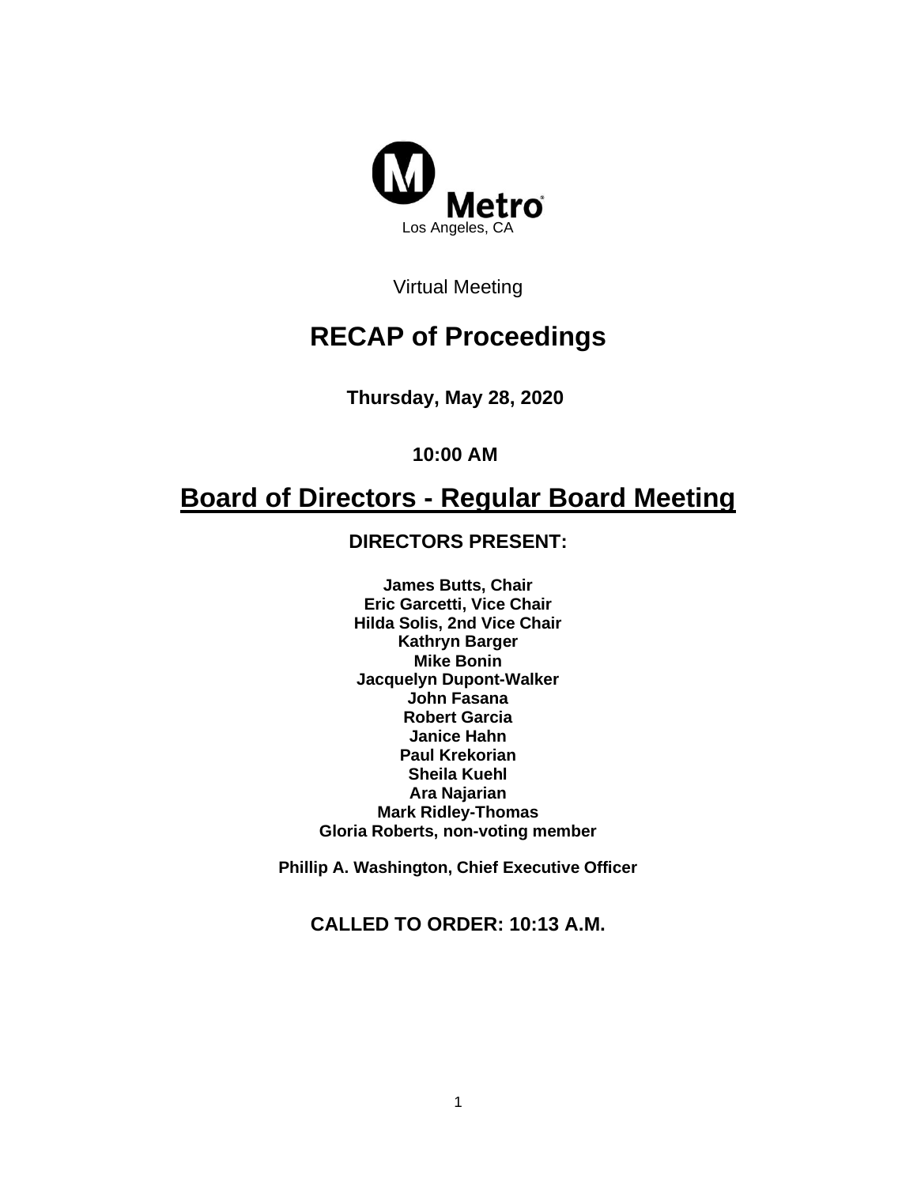Metro

Los Angeles, CA

Virtual Meeting

# RECAP of Proceedings

**Thursday, May 28, 2020**

**10:00 AM**

# Board of Directors - Regular Board Meeting

## DIRECTORS PRESENT:

**James Butts, Chair**
**Eric Garcetti, Vice Chair**
**Hilda Solis, 2nd Vice Chair**
**Kathryn Barger**
**Mike Bonin**
**Jacquelyn Dupont-Walker**
**John Fasana**
**Robert Garcia**
**Janice Hahn**
**Paul Krekorian**
**Sheila Kuehl**
**Ara Najarian**
**Mark Ridley-Thomas**
**Gloria Roberts, non-voting member**

**Phillip A. Washington, Chief Executive Officer**

## CALLED TO ORDER: 10:13 A.M.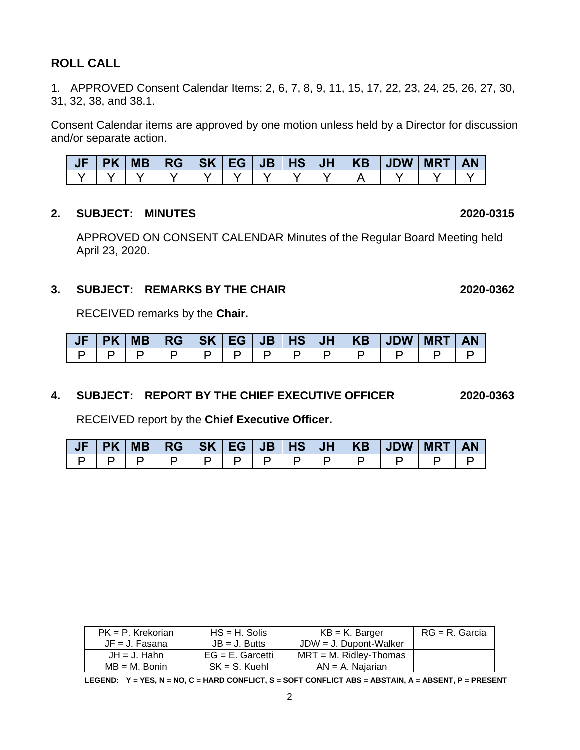## ROLL CALL

1. APPROVED Consent Calendar Items: 2, ~~6~~, 7, 8, 9, 11, 15, 17, 22, 23, 24, 25, 26, 27, 30, 31, 32, 38, and 38.1.

Consent Calendar items are approved by one motion unless held by a Director for discussion and/or separate action.

| JF | PK | MB | RG | SK | EG | JB | HS | JH | KB | JDW | MRT | AN |
|---|---|---|---|---|---|---|---|---|---|---|---|---|
| Y | Y | Y | Y | Y | Y | Y | Y | Y | A | Y | Y | Y |

**2. SUBJECT: MINUTES** **2020-0315**

APPROVED ON CONSENT CALENDAR Minutes of the Regular Board Meeting held April 23, 2020.

**3. SUBJECT: REMARKS BY THE CHAIR** **2020-0362**

RECEIVED remarks by the **Chair.**

| JF | PK | MB | RG | SK | EG | JB | HS | JH | KB | JDW | MRT | AN |
|---|---|---|---|---|---|---|---|---|---|---|---|---|
| P | P | P | P | P | P | P | P | P | P | P | P | P |

**4. SUBJECT: REPORT BY THE CHIEF EXECUTIVE OFFICER** **2020-0363**

RECEIVED report by the **Chief Executive Officer.**

| JF | PK | MB | RG | SK | EG | JB | HS | JH | KB | JDW | MRT | AN |
|---|---|---|---|---|---|---|---|---|---|---|---|---|
| P | P | P | P | P | P | P | P | P | P | P | P | P |

| PK = P. Krekorian | HS = H. Solis | KB = K. Barger | RG = R. Garcia |
|---|---|---|---|
| JF = J. Fasana | JB = J. Butts | JDW = J. Dupont-Walker | |
| JH = J. Hahn | EG = E. Garcetti | MRT = M. Ridley-Thomas | |
| MB = M. Bonin | SK = S. Kuehl | AN = A. Najarian | |

**LEGEND: Y = YES, N = NO, C = HARD CONFLICT, S = SOFT CONFLICT ABS = ABSTAIN, A = ABSENT, P = PRESENT**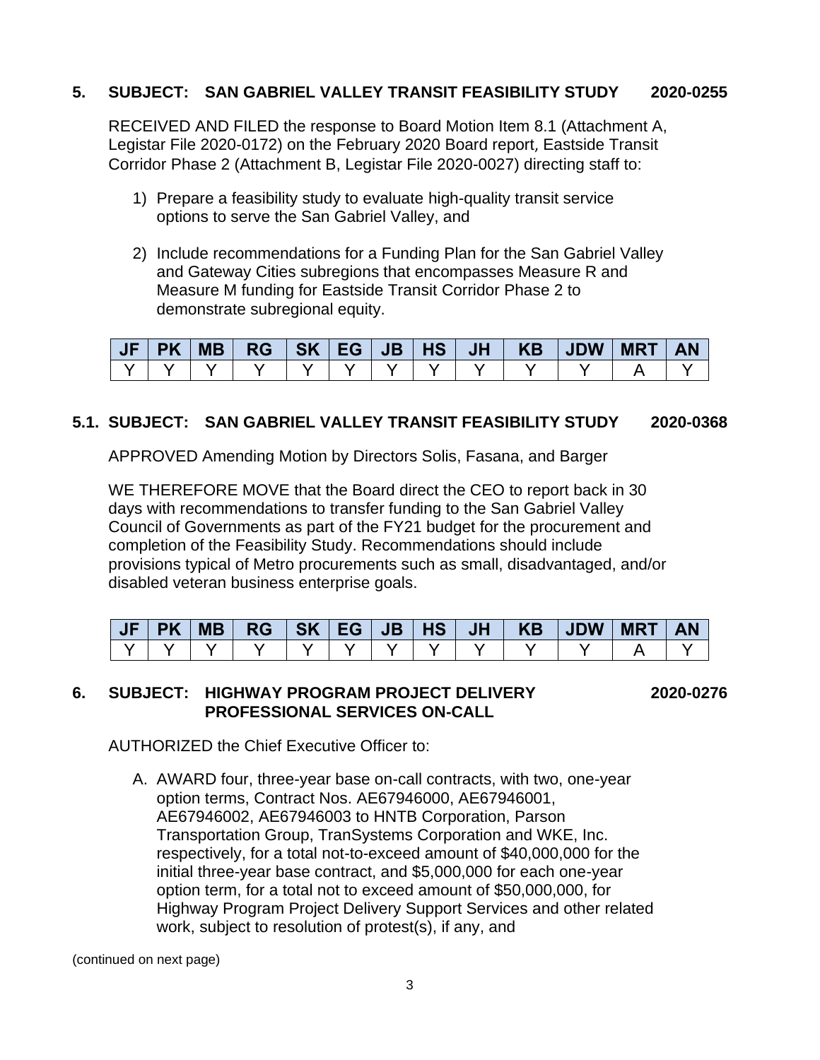**5. SUBJECT: SAN GABRIEL VALLEY TRANSIT FEASIBILITY STUDY 2020-0255**

RECEIVED AND FILED the response to Board Motion Item 8.1 (Attachment A, Legistar File 2020-0172) on the February 2020 Board report, Eastside Transit Corridor Phase 2 (Attachment B, Legistar File 2020-0027) directing staff to:

1) Prepare a feasibility study to evaluate high-quality transit service options to serve the San Gabriel Valley, and

2) Include recommendations for a Funding Plan for the San Gabriel Valley and Gateway Cities subregions that encompasses Measure R and Measure M funding for Eastside Transit Corridor Phase 2 to demonstrate subregional equity.

| JF | PK | MB | RG | SK | EG | JB | HS | JH | KB | JDW | MRT | AN |
|---|---|---|---|---|---|---|---|---|---|---|---|---|
| Y | Y | Y | Y | Y | Y | Y | Y | Y | Y | Y | A | Y |

**5.1. SUBJECT: SAN GABRIEL VALLEY TRANSIT FEASIBILITY STUDY 2020-0368**

APPROVED Amending Motion by Directors Solis, Fasana, and Barger

WE THEREFORE MOVE that the Board direct the CEO to report back in 30 days with recommendations to transfer funding to the San Gabriel Valley Council of Governments as part of the FY21 budget for the procurement and completion of the Feasibility Study. Recommendations should include provisions typical of Metro procurements such as small, disadvantaged, and/or disabled veteran business enterprise goals.

| JF | PK | MB | RG | SK | EG | JB | HS | JH | KB | JDW | MRT | AN |
|---|---|---|---|---|---|---|---|---|---|---|---|---|
| Y | Y | Y | Y | Y | Y | Y | Y | Y | Y | Y | A | Y |

**6. SUBJECT: HIGHWAY PROGRAM PROJECT DELIVERY PROFESSIONAL SERVICES ON-CALL 2020-0276**

AUTHORIZED the Chief Executive Officer to:

A. AWARD four, three-year base on-call contracts, with two, one-year option terms, Contract Nos. AE67946000, AE67946001, AE67946002, AE67946003 to HNTB Corporation, Parson Transportation Group, TranSystems Corporation and WKE, Inc. respectively, for a total not-to-exceed amount of $40,000,000 for the initial three-year base contract, and $5,000,000 for each one-year option term, for a total not to exceed amount of $50,000,000, for Highway Program Project Delivery Support Services and other related work, subject to resolution of protest(s), if any, and

(continued on next page)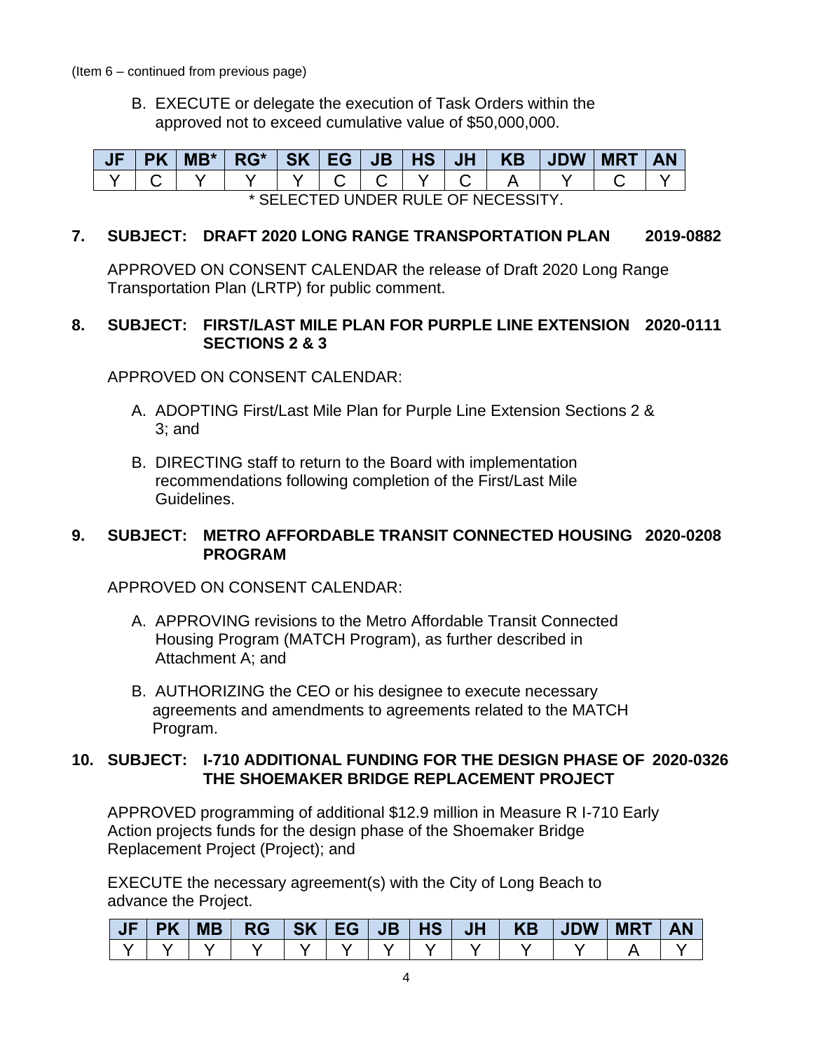(Item 6 – continued from previous page)

B. EXECUTE or delegate the execution of Task Orders within the approved not to exceed cumulative value of $50,000,000.

| JF | PK | MB* | RG* | SK | EG | JB | HS | JH | KB | JDW | MRT | AN |
|---|---|---|---|---|---|---|---|---|---|---|---|---|
| Y | C | Y | Y | Y | C | C | Y | C | A | Y | C | Y |

* SELECTED UNDER RULE OF NECESSITY.

**7. SUBJECT: DRAFT 2020 LONG RANGE TRANSPORTATION PLAN 2019-0882**

APPROVED ON CONSENT CALENDAR the release of Draft 2020 Long Range Transportation Plan (LRTP) for public comment.

**8. SUBJECT: FIRST/LAST MILE PLAN FOR PURPLE LINE EXTENSION SECTIONS 2 & 3 2020-0111**

APPROVED ON CONSENT CALENDAR:

A. ADOPTING First/Last Mile Plan for Purple Line Extension Sections 2 & 3; and

B. DIRECTING staff to return to the Board with implementation recommendations following completion of the First/Last Mile Guidelines.

**9. SUBJECT: METRO AFFORDABLE TRANSIT CONNECTED HOUSING PROGRAM 2020-0208**

APPROVED ON CONSENT CALENDAR:

A. APPROVING revisions to the Metro Affordable Transit Connected Housing Program (MATCH Program), as further described in Attachment A; and

B. AUTHORIZING the CEO or his designee to execute necessary agreements and amendments to agreements related to the MATCH Program.

**10. SUBJECT: I-710 ADDITIONAL FUNDING FOR THE DESIGN PHASE OF THE SHOEMAKER BRIDGE REPLACEMENT PROJECT 2020-0326**

APPROVED programming of additional $12.9 million in Measure R I-710 Early Action projects funds for the design phase of the Shoemaker Bridge Replacement Project (Project); and

EXECUTE the necessary agreement(s) with the City of Long Beach to advance the Project.

| JF | PK | MB | RG | SK | EG | JB | HS | JH | KB | JDW | MRT | AN |
|---|---|---|---|---|---|---|---|---|---|---|---|---|
| Y | Y | Y | Y | Y | Y | Y | Y | Y | Y | Y | A | Y |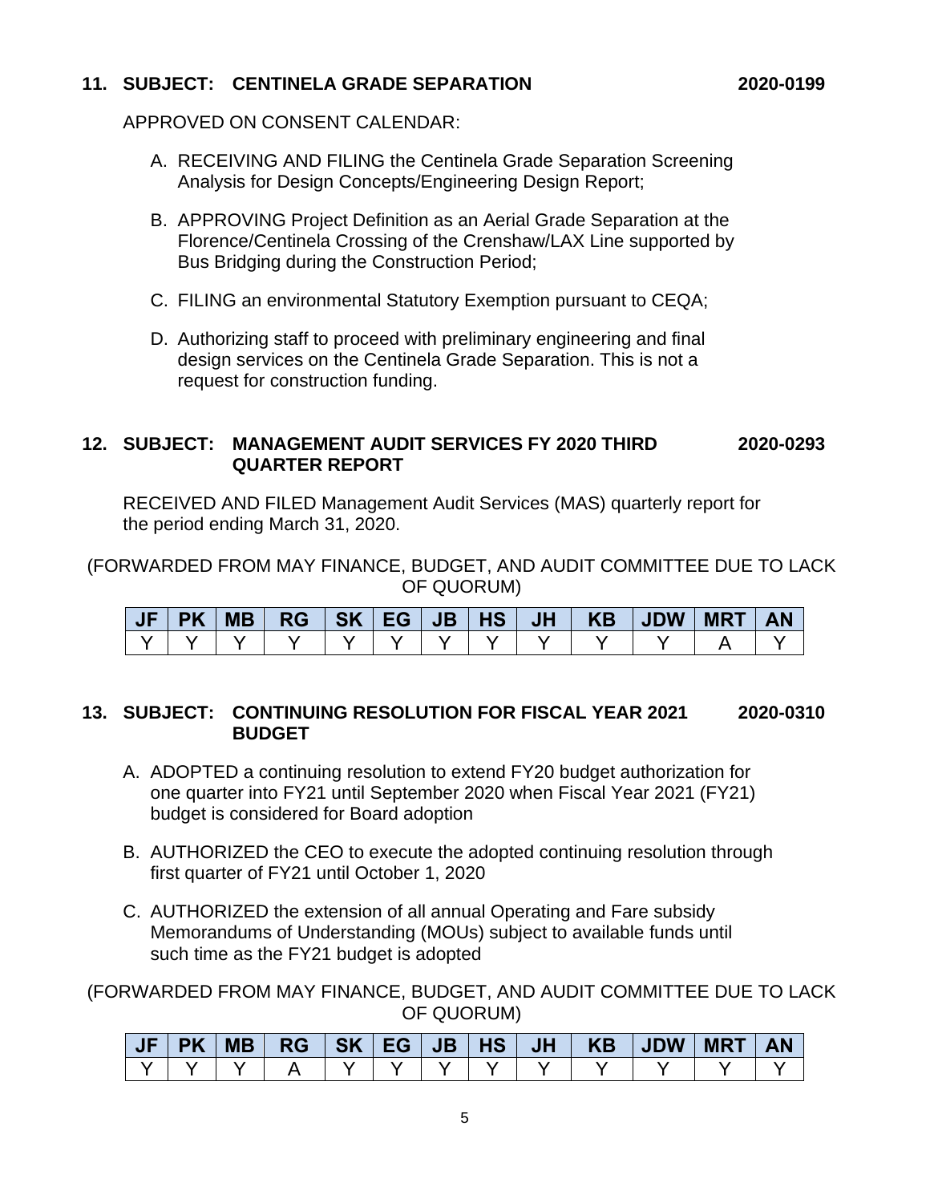**11. SUBJECT: CENTINELA GRADE SEPARATION 2020-0199**

APPROVED ON CONSENT CALENDAR:

A. RECEIVING AND FILING the Centinela Grade Separation Screening Analysis for Design Concepts/Engineering Design Report;

B. APPROVING Project Definition as an Aerial Grade Separation at the Florence/Centinela Crossing of the Crenshaw/LAX Line supported by Bus Bridging during the Construction Period;

C. FILING an environmental Statutory Exemption pursuant to CEQA;

D. Authorizing staff to proceed with preliminary engineering and final design services on the Centinela Grade Separation. This is not a request for construction funding.

**12. SUBJECT: MANAGEMENT AUDIT SERVICES FY 2020 THIRD QUARTER REPORT 2020-0293**

RECEIVED AND FILED Management Audit Services (MAS) quarterly report for the period ending March 31, 2020.

(FORWARDED FROM MAY FINANCE, BUDGET, AND AUDIT COMMITTEE DUE TO LACK OF QUORUM)

| JF | PK | MB | RG | SK | EG | JB | HS | JH | KB | JDW | MRT | AN |
|---|---|---|---|---|---|---|---|---|---|---|---|---|
| Y | Y | Y | Y | Y | Y | Y | Y | Y | Y | Y | A | Y |

**13. SUBJECT: CONTINUING RESOLUTION FOR FISCAL YEAR 2021 BUDGET 2020-0310**

A. ADOPTED a continuing resolution to extend FY20 budget authorization for one quarter into FY21 until September 2020 when Fiscal Year 2021 (FY21) budget is considered for Board adoption

B. AUTHORIZED the CEO to execute the adopted continuing resolution through first quarter of FY21 until October 1, 2020

C. AUTHORIZED the extension of all annual Operating and Fare subsidy Memorandums of Understanding (MOUs) subject to available funds until such time as the FY21 budget is adopted

(FORWARDED FROM MAY FINANCE, BUDGET, AND AUDIT COMMITTEE DUE TO LACK OF QUORUM)

| JF | PK | MB | RG | SK | EG | JB | HS | JH | KB | JDW | MRT | AN |
|---|---|---|---|---|---|---|---|---|---|---|---|---|
| Y | Y | Y | A | Y | Y | Y | Y | Y | Y | Y | Y | Y |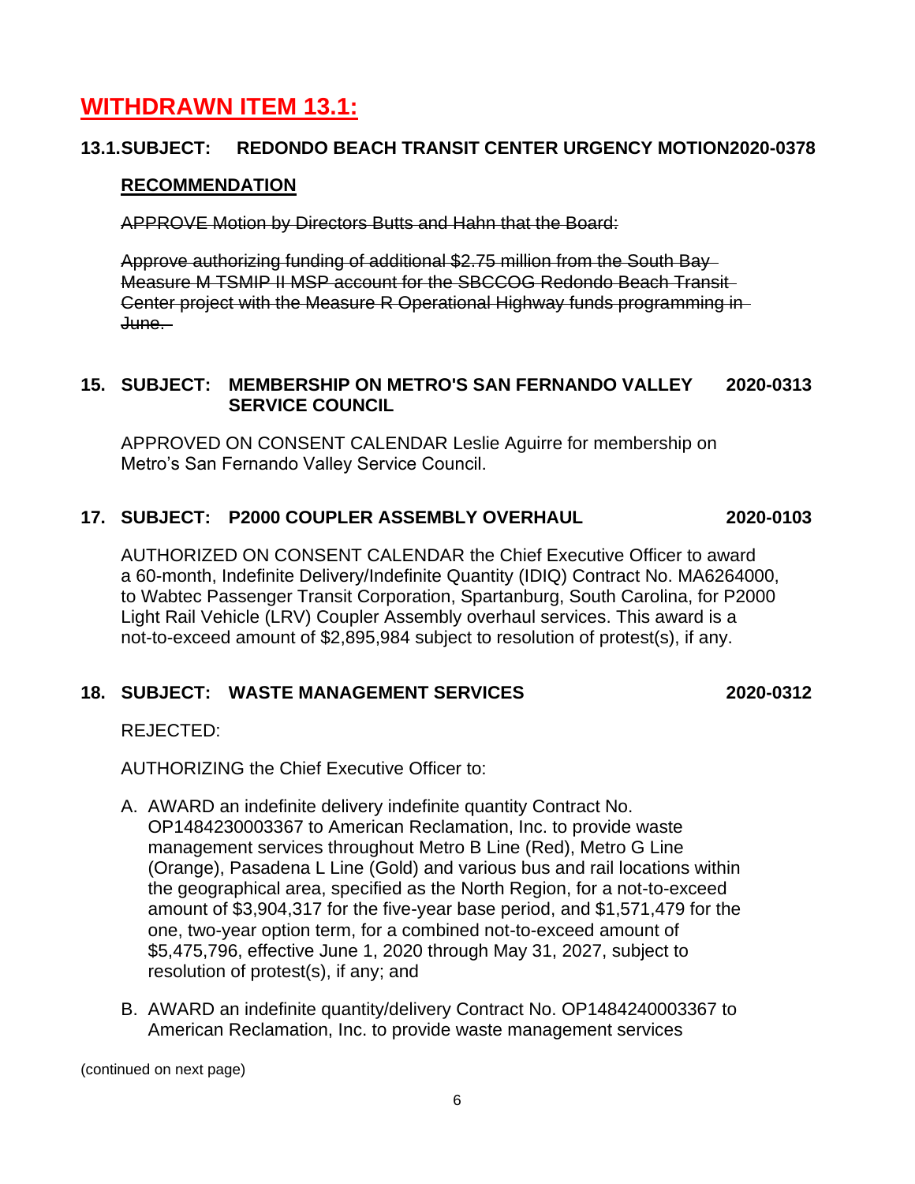## WITHDRAWN ITEM 13.1:

**13.1.SUBJECT: REDONDO BEACH TRANSIT CENTER URGENCY MOTION 2020-0378**

**RECOMMENDATION**

~~APPROVE Motion by Directors Butts and Hahn that the Board:~~

~~Approve authorizing funding of additional $2.75 million from the South Bay Measure M TSMIP II MSP account for the SBCCOG Redondo Beach Transit Center project with the Measure R Operational Highway funds programming in June.~~

**15. SUBJECT: MEMBERSHIP ON METRO'S SAN FERNANDO VALLEY SERVICE COUNCIL 2020-0313**

APPROVED ON CONSENT CALENDAR Leslie Aguirre for membership on Metro's San Fernando Valley Service Council.

**17. SUBJECT: P2000 COUPLER ASSEMBLY OVERHAUL 2020-0103**

AUTHORIZED ON CONSENT CALENDAR the Chief Executive Officer to award a 60-month, Indefinite Delivery/Indefinite Quantity (IDIQ) Contract No. MA6264000, to Wabtec Passenger Transit Corporation, Spartanburg, South Carolina, for P2000 Light Rail Vehicle (LRV) Coupler Assembly overhaul services. This award is a not-to-exceed amount of $2,895,984 subject to resolution of protest(s), if any.

**18. SUBJECT: WASTE MANAGEMENT SERVICES 2020-0312**

REJECTED:

AUTHORIZING the Chief Executive Officer to:

A. AWARD an indefinite delivery indefinite quantity Contract No. OP1484230003367 to American Reclamation, Inc. to provide waste management services throughout Metro B Line (Red), Metro G Line (Orange), Pasadena L Line (Gold) and various bus and rail locations within the geographical area, specified as the North Region, for a not-to-exceed amount of $3,904,317 for the five-year base period, and $1,571,479 for the one, two-year option term, for a combined not-to-exceed amount of $5,475,796, effective June 1, 2020 through May 31, 2027, subject to resolution of protest(s), if any; and

B. AWARD an indefinite quantity/delivery Contract No. OP1484240003367 to American Reclamation, Inc. to provide waste management services

(continued on next page)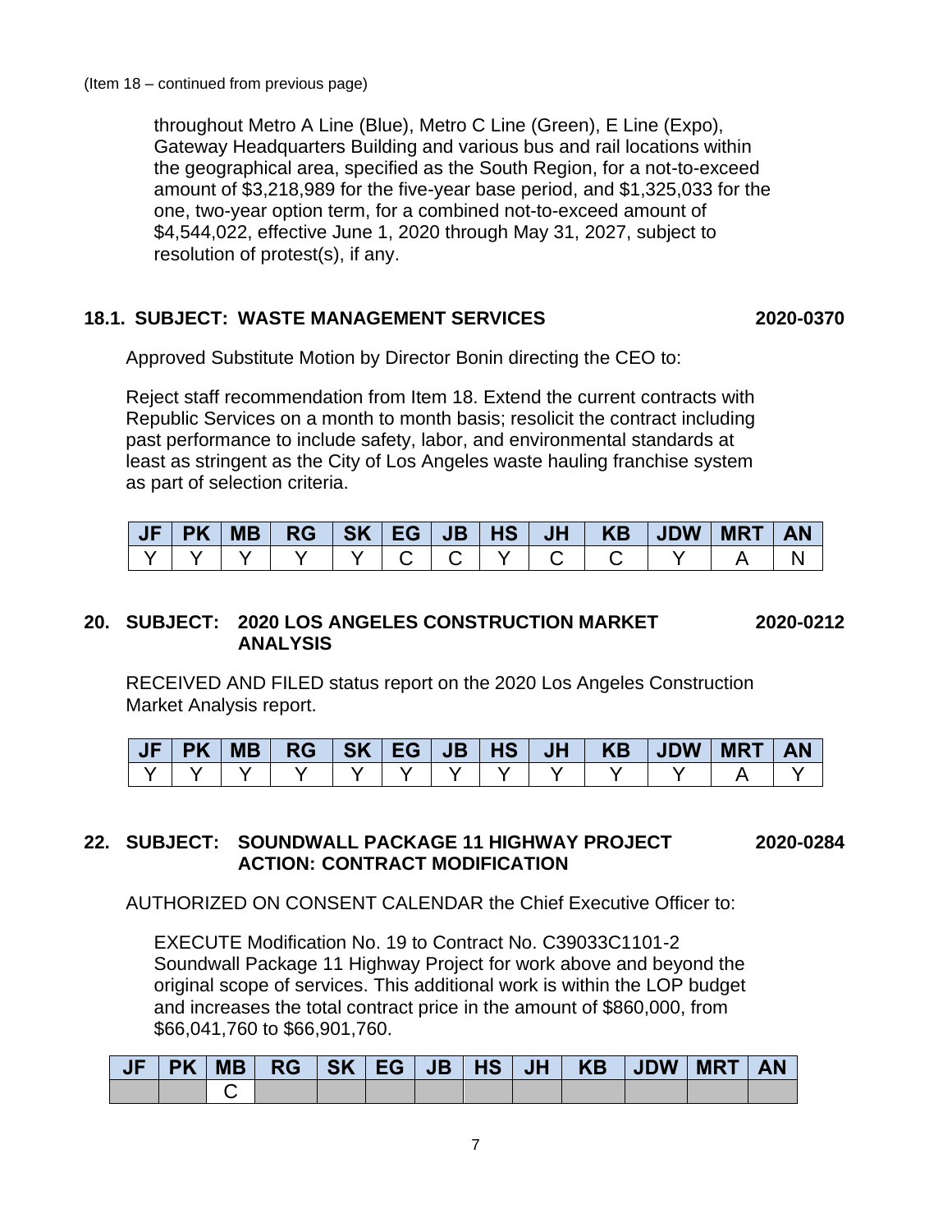(Item 18 – continued from previous page)

throughout Metro A Line (Blue), Metro C Line (Green), E Line (Expo), Gateway Headquarters Building and various bus and rail locations within the geographical area, specified as the South Region, for a not-to-exceed amount of $3,218,989 for the five-year base period, and $1,325,033 for the one, two-year option term, for a combined not-to-exceed amount of $4,544,022, effective June 1, 2020 through May 31, 2027, subject to resolution of protest(s), if any.

**18.1. SUBJECT: WASTE MANAGEMENT SERVICES** **2020-0370**

Approved Substitute Motion by Director Bonin directing the CEO to:

Reject staff recommendation from Item 18. Extend the current contracts with Republic Services on a month to month basis; resolicit the contract including past performance to include safety, labor, and environmental standards at least as stringent as the City of Los Angeles waste hauling franchise system as part of selection criteria.

| JF | PK | MB | RG | SK | EG | JB | HS | JH | KB | JDW | MRT | AN |
|---|---|---|---|---|---|---|---|---|---|---|---|---|
| Y | Y | Y | Y | Y | C | C | Y | C | C | Y | A | N |

**20. SUBJECT: 2020 LOS ANGELES CONSTRUCTION MARKET ANALYSIS** **2020-0212**

RECEIVED AND FILED status report on the 2020 Los Angeles Construction Market Analysis report.

| JF | PK | MB | RG | SK | EG | JB | HS | JH | KB | JDW | MRT | AN |
|---|---|---|---|---|---|---|---|---|---|---|---|---|
| Y | Y | Y | Y | Y | Y | Y | Y | Y | Y | Y | A | Y |

**22. SUBJECT: SOUNDWALL PACKAGE 11 HIGHWAY PROJECT ACTION: CONTRACT MODIFICATION** **2020-0284**

AUTHORIZED ON CONSENT CALENDAR the Chief Executive Officer to:

EXECUTE Modification No. 19 to Contract No. C39033C1101-2 Soundwall Package 11 Highway Project for work above and beyond the original scope of services. This additional work is within the LOP budget and increases the total contract price in the amount of $860,000, from $66,041,760 to $66,901,760.

| JF | PK | MB | RG | SK | EG | JB | HS | JH | KB | JDW | MRT | AN |
|---|---|---|---|---|---|---|---|---|---|---|---|---|
| | | C | | | | | | | | | | |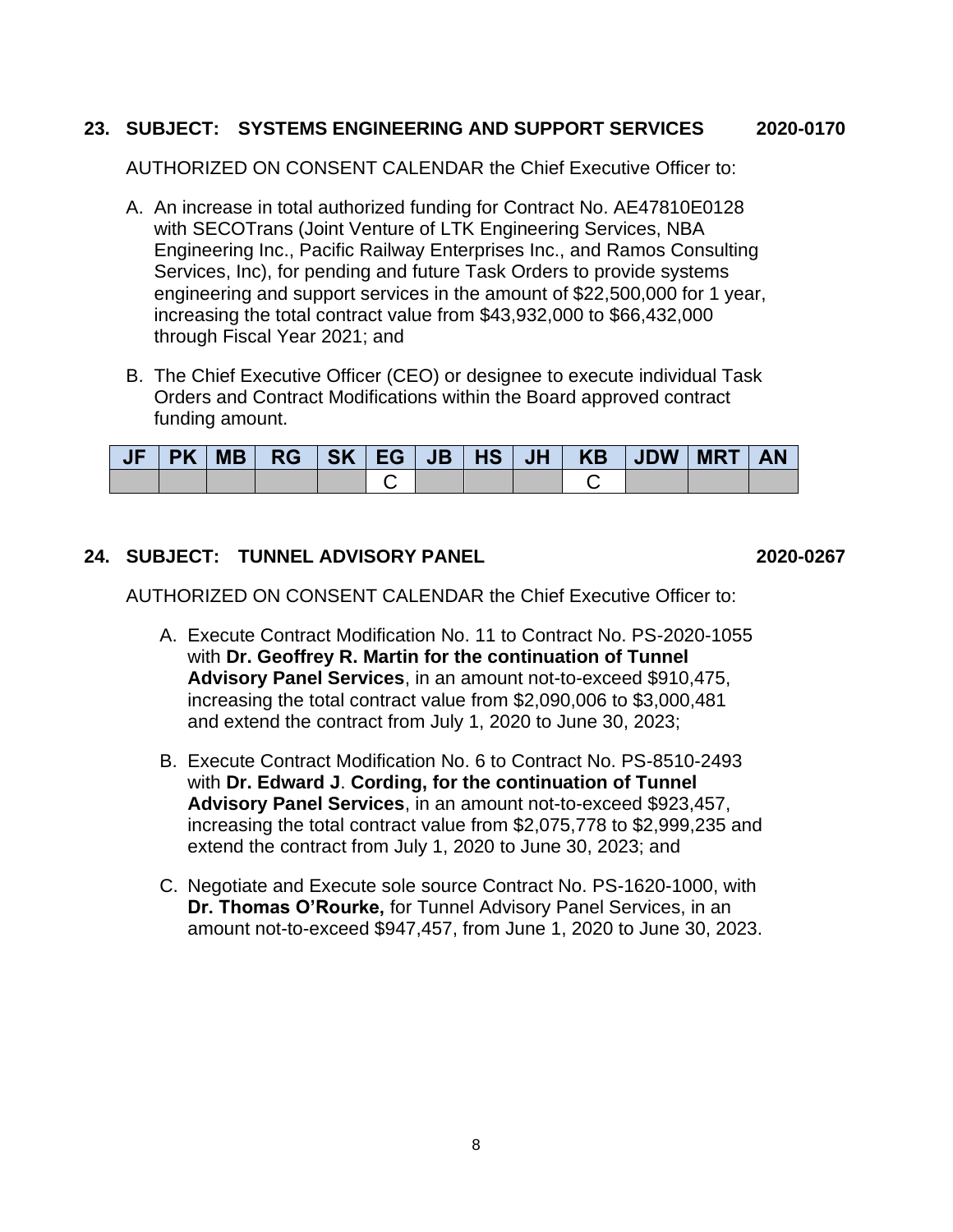**23. SUBJECT: SYSTEMS ENGINEERING AND SUPPORT SERVICES 2020-0170**

AUTHORIZED ON CONSENT CALENDAR the Chief Executive Officer to:

A. An increase in total authorized funding for Contract No. AE47810E0128 with SECOTrans (Joint Venture of LTK Engineering Services, NBA Engineering Inc., Pacific Railway Enterprises Inc., and Ramos Consulting Services, Inc), for pending and future Task Orders to provide systems engineering and support services in the amount of $22,500,000 for 1 year, increasing the total contract value from $43,932,000 to $66,432,000 through Fiscal Year 2021; and

B. The Chief Executive Officer (CEO) or designee to execute individual Task Orders and Contract Modifications within the Board approved contract funding amount.

| JF | PK | MB | RG | SK | EG | JB | HS | JH | KB | JDW | MRT | AN |
|---|---|---|---|---|---|---|---|---|---|---|---|---|
| | | | | | C | | | | C | | | |

**24. SUBJECT: TUNNEL ADVISORY PANEL 2020-0267**

AUTHORIZED ON CONSENT CALENDAR the Chief Executive Officer to:

A. Execute Contract Modification No. 11 to Contract No. PS-2020-1055 with **Dr. Geoffrey R. Martin for the continuation of Tunnel Advisory Panel Services**, in an amount not-to-exceed $910,475, increasing the total contract value from $2,090,006 to $3,000,481 and extend the contract from July 1, 2020 to June 30, 2023;

B. Execute Contract Modification No. 6 to Contract No. PS-8510-2493 with **Dr. Edward J**. **Cording, for the continuation of Tunnel Advisory Panel Services**, in an amount not-to-exceed $923,457, increasing the total contract value from $2,075,778 to $2,999,235 and extend the contract from July 1, 2020 to June 30, 2023; and

C. Negotiate and Execute sole source Contract No. PS-1620-1000, with **Dr. Thomas O'Rourke,** for Tunnel Advisory Panel Services, in an amount not-to-exceed $947,457, from June 1, 2020 to June 30, 2023.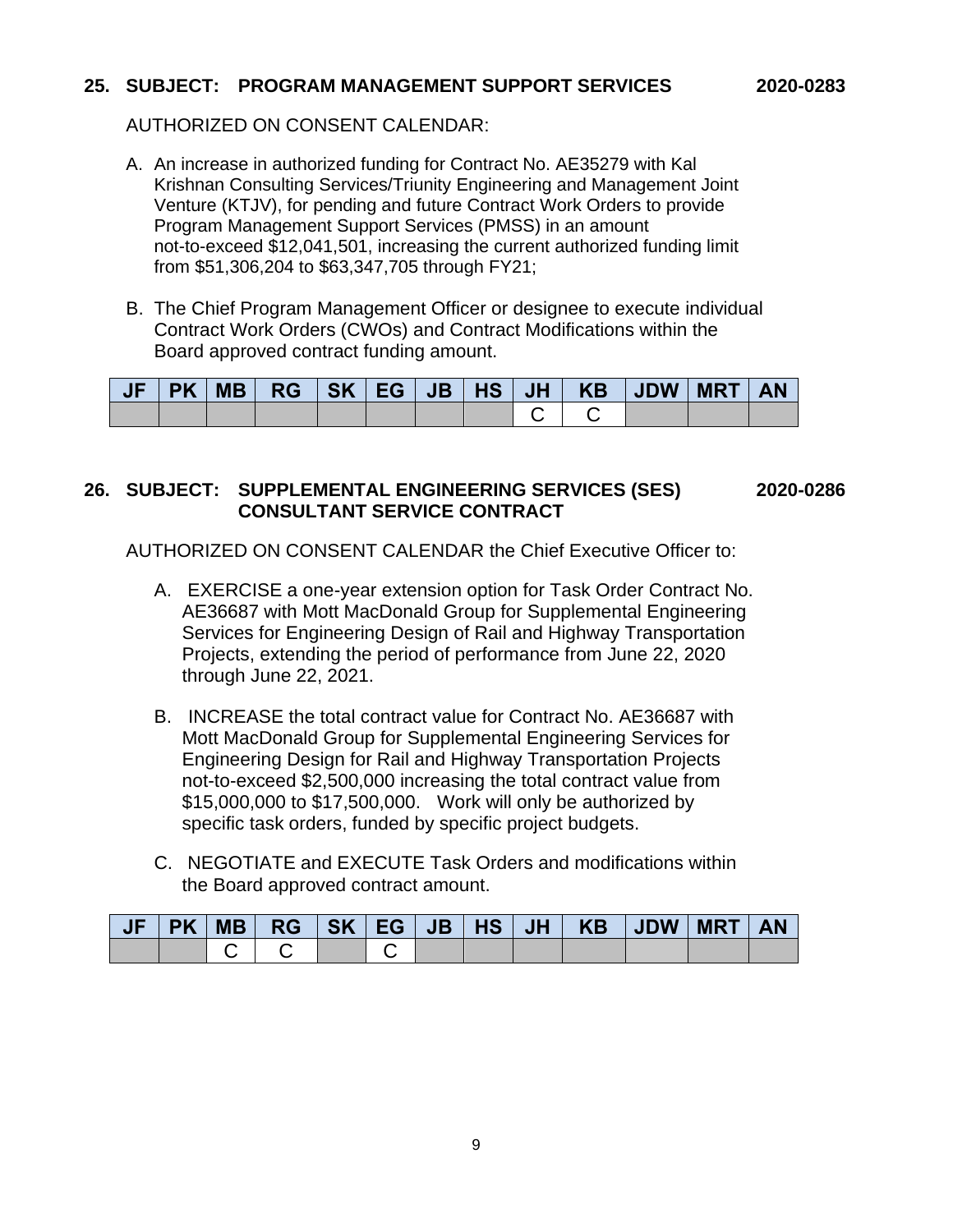**25. SUBJECT: PROGRAM MANAGEMENT SUPPORT SERVICES 2020-0283**

AUTHORIZED ON CONSENT CALENDAR:

A. An increase in authorized funding for Contract No. AE35279 with Kal Krishnan Consulting Services/Triunity Engineering and Management Joint Venture (KTJV), for pending and future Contract Work Orders to provide Program Management Support Services (PMSS) in an amount not-to-exceed $12,041,501, increasing the current authorized funding limit from $51,306,204 to $63,347,705 through FY21;

B. The Chief Program Management Officer or designee to execute individual Contract Work Orders (CWOs) and Contract Modifications within the Board approved contract funding amount.

| JF | PK | MB | RG | SK | EG | JB | HS | JH | KB | JDW | MRT | AN |
|---|---|---|---|---|---|---|---|---|---|---|---|---|
| | | | | | | | | C | C | | | |

**26. SUBJECT: SUPPLEMENTAL ENGINEERING SERVICES (SES) CONSULTANT SERVICE CONTRACT 2020-0286**

AUTHORIZED ON CONSENT CALENDAR the Chief Executive Officer to:

A. EXERCISE a one-year extension option for Task Order Contract No. AE36687 with Mott MacDonald Group for Supplemental Engineering Services for Engineering Design of Rail and Highway Transportation Projects, extending the period of performance from June 22, 2020 through June 22, 2021.

B. INCREASE the total contract value for Contract No. AE36687 with Mott MacDonald Group for Supplemental Engineering Services for Engineering Design for Rail and Highway Transportation Projects not-to-exceed $2,500,000 increasing the total contract value from $15,000,000 to $17,500,000. Work will only be authorized by specific task orders, funded by specific project budgets.

C. NEGOTIATE and EXECUTE Task Orders and modifications within the Board approved contract amount.

| JF | PK | MB | RG | SK | EG | JB | HS | JH | KB | JDW | MRT | AN |
|---|---|---|---|---|---|---|---|---|---|---|---|---|
| | | C | C | | C | | | | | | | |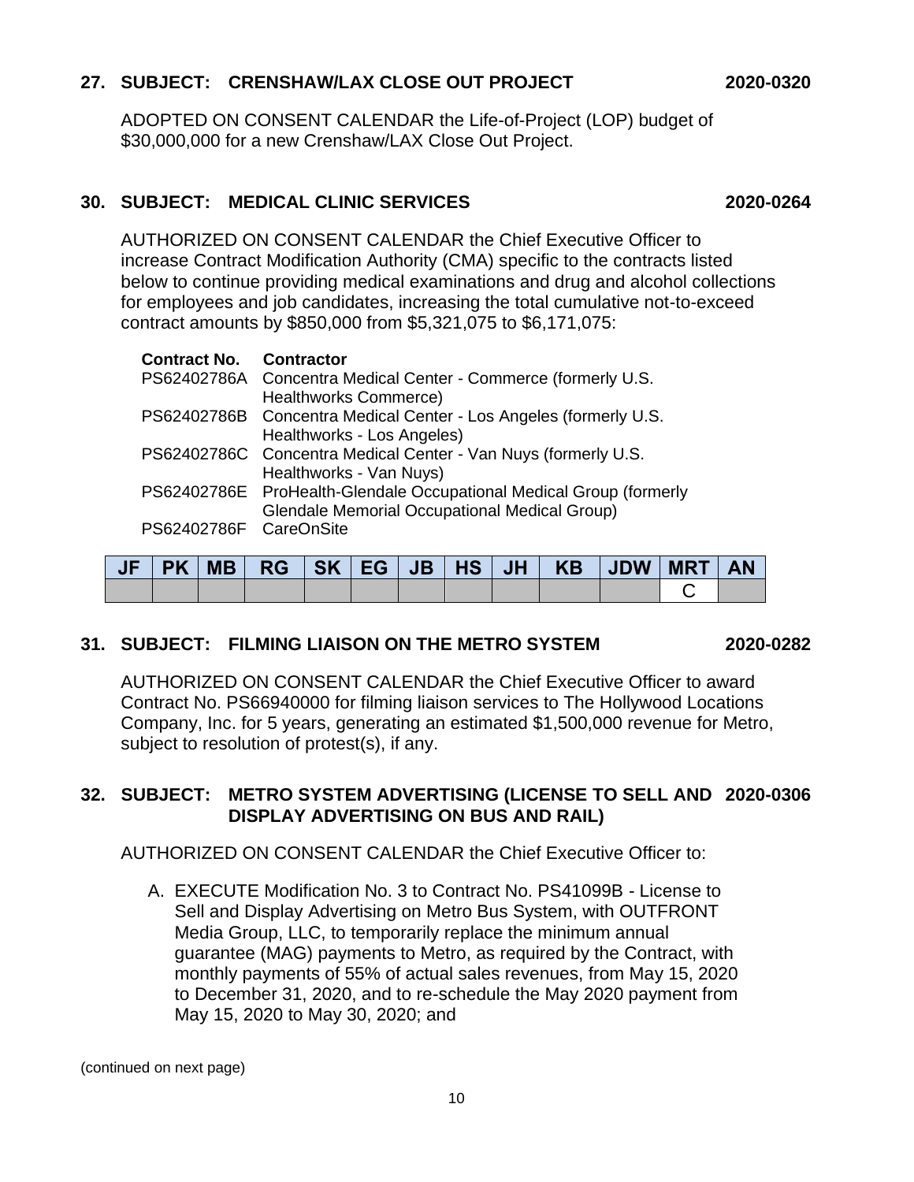**27. SUBJECT: CRENSHAW/LAX CLOSE OUT PROJECT 2020-0320**

ADOPTED ON CONSENT CALENDAR the Life-of-Project (LOP) budget of $30,000,000 for a new Crenshaw/LAX Close Out Project.

**30. SUBJECT: MEDICAL CLINIC SERVICES 2020-0264**

AUTHORIZED ON CONSENT CALENDAR the Chief Executive Officer to increase Contract Modification Authority (CMA) specific to the contracts listed below to continue providing medical examinations and drug and alcohol collections for employees and job candidates, increasing the total cumulative not-to-exceed contract amounts by $850,000 from $5,321,075 to $6,171,075:

| **Contract No.** | **Contractor** |
|---|---|
| PS62402786A | Concentra Medical Center - Commerce (formerly U.S. Healthworks Commerce) |
| PS62402786B | Concentra Medical Center - Los Angeles (formerly U.S. Healthworks - Los Angeles) |
| PS62402786C | Concentra Medical Center - Van Nuys (formerly U.S. Healthworks - Van Nuys) |
| PS62402786E | ProHealth-Glendale Occupational Medical Group (formerly Glendale Memorial Occupational Medical Group) |
| PS62402786F | CareOnSite |

| JF | PK | MB | RG | SK | EG | JB | HS | JH | KB | JDW | MRT | AN |
|---|---|---|---|---|---|---|---|---|---|---|---|---|
| | | | | | | | | | | | C | |

**31. SUBJECT: FILMING LIAISON ON THE METRO SYSTEM 2020-0282**

AUTHORIZED ON CONSENT CALENDAR the Chief Executive Officer to award Contract No. PS66940000 for filming liaison services to The Hollywood Locations Company, Inc. for 5 years, generating an estimated $1,500,000 revenue for Metro, subject to resolution of protest(s), if any.

**32. SUBJECT: METRO SYSTEM ADVERTISING (LICENSE TO SELL AND DISPLAY ADVERTISING ON BUS AND RAIL) 2020-0306**

AUTHORIZED ON CONSENT CALENDAR the Chief Executive Officer to:

A. EXECUTE Modification No. 3 to Contract No. PS41099B - License to Sell and Display Advertising on Metro Bus System, with OUTFRONT Media Group, LLC, to temporarily replace the minimum annual guarantee (MAG) payments to Metro, as required by the Contract, with monthly payments of 55% of actual sales revenues, from May 15, 2020 to December 31, 2020, and to re-schedule the May 2020 payment from May 15, 2020 to May 30, 2020; and

(continued on next page)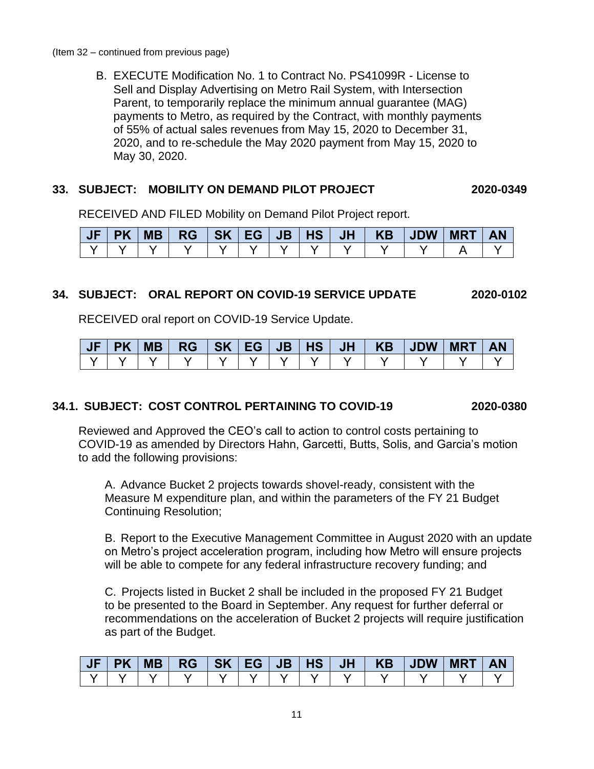(Item 32 – continued from previous page)

B. EXECUTE Modification No. 1 to Contract No. PS41099R - License to Sell and Display Advertising on Metro Rail System, with Intersection Parent, to temporarily replace the minimum annual guarantee (MAG) payments to Metro, as required by the Contract, with monthly payments of 55% of actual sales revenues from May 15, 2020 to December 31, 2020, and to re-schedule the May 2020 payment from May 15, 2020 to May 30, 2020.

**33. SUBJECT: MOBILITY ON DEMAND PILOT PROJECT 2020-0349**

RECEIVED AND FILED Mobility on Demand Pilot Project report.

| JF | PK | MB | RG | SK | EG | JB | HS | JH | KB | JDW | MRT | AN |
|---|---|---|---|---|---|---|---|---|---|---|---|---|
| Y | Y | Y | Y | Y | Y | Y | Y | Y | Y | Y | A | Y |

**34. SUBJECT: ORAL REPORT ON COVID-19 SERVICE UPDATE 2020-0102**

RECEIVED oral report on COVID-19 Service Update.

| JF | PK | MB | RG | SK | EG | JB | HS | JH | KB | JDW | MRT | AN |
|---|---|---|---|---|---|---|---|---|---|---|---|---|
| Y | Y | Y | Y | Y | Y | Y | Y | Y | Y | Y | Y | Y |

**34.1. SUBJECT: COST CONTROL PERTAINING TO COVID-19 2020-0380**

Reviewed and Approved the CEO's call to action to control costs pertaining to COVID-19 as amended by Directors Hahn, Garcetti, Butts, Solis, and Garcia's motion to add the following provisions:

A. Advance Bucket 2 projects towards shovel-ready, consistent with the Measure M expenditure plan, and within the parameters of the FY 21 Budget Continuing Resolution;

B. Report to the Executive Management Committee in August 2020 with an update on Metro's project acceleration program, including how Metro will ensure projects will be able to compete for any federal infrastructure recovery funding; and

C. Projects listed in Bucket 2 shall be included in the proposed FY 21 Budget to be presented to the Board in September. Any request for further deferral or recommendations on the acceleration of Bucket 2 projects will require justification as part of the Budget.

| JF | PK | MB | RG | SK | EG | JB | HS | JH | KB | JDW | MRT | AN |
|---|---|---|---|---|---|---|---|---|---|---|---|---|
| Y | Y | Y | Y | Y | Y | Y | Y | Y | Y | Y | Y | Y |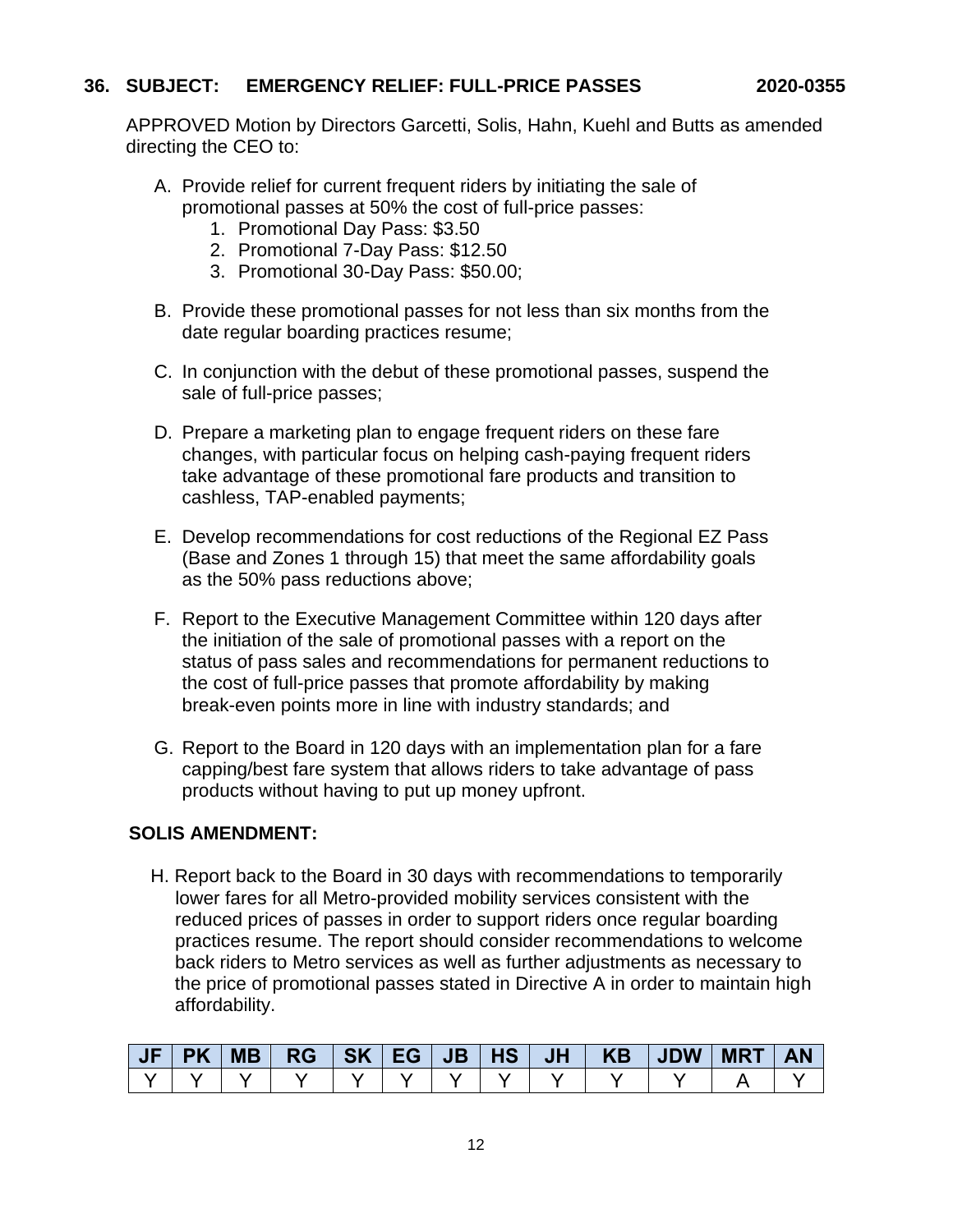### 36. SUBJECT: EMERGENCY RELIEF: FULL-PRICE PASSES 2020-0355

APPROVED Motion by Directors Garcetti, Solis, Hahn, Kuehl and Butts as amended directing the CEO to:

A. Provide relief for current frequent riders by initiating the sale of promotional passes at 50% the cost of full-price passes:
   1. Promotional Day Pass: $3.50
   2. Promotional 7-Day Pass: $12.50
   3. Promotional 30-Day Pass: $50.00;

B. Provide these promotional passes for not less than six months from the date regular boarding practices resume;

C. In conjunction with the debut of these promotional passes, suspend the sale of full-price passes;

D. Prepare a marketing plan to engage frequent riders on these fare changes, with particular focus on helping cash-paying frequent riders take advantage of these promotional fare products and transition to cashless, TAP-enabled payments;

E. Develop recommendations for cost reductions of the Regional EZ Pass (Base and Zones 1 through 15) that meet the same affordability goals as the 50% pass reductions above;

F. Report to the Executive Management Committee within 120 days after the initiation of the sale of promotional passes with a report on the status of pass sales and recommendations for permanent reductions to the cost of full-price passes that promote affordability by making break-even points more in line with industry standards; and

G. Report to the Board in 120 days with an implementation plan for a fare capping/best fare system that allows riders to take advantage of pass products without having to put up money upfront.

**SOLIS AMENDMENT:**

H. Report back to the Board in 30 days with recommendations to temporarily lower fares for all Metro-provided mobility services consistent with the reduced prices of passes in order to support riders once regular boarding practices resume. The report should consider recommendations to welcome back riders to Metro services as well as further adjustments as necessary to the price of promotional passes stated in Directive A in order to maintain high affordability.

| JF | PK | MB | RG | SK | EG | JB | HS | JH | KB | JDW | MRT | AN |
|---|---|---|---|---|---|---|---|---|---|---|---|---|
| Y | Y | Y | Y | Y | Y | Y | Y | Y | Y | Y | A | Y |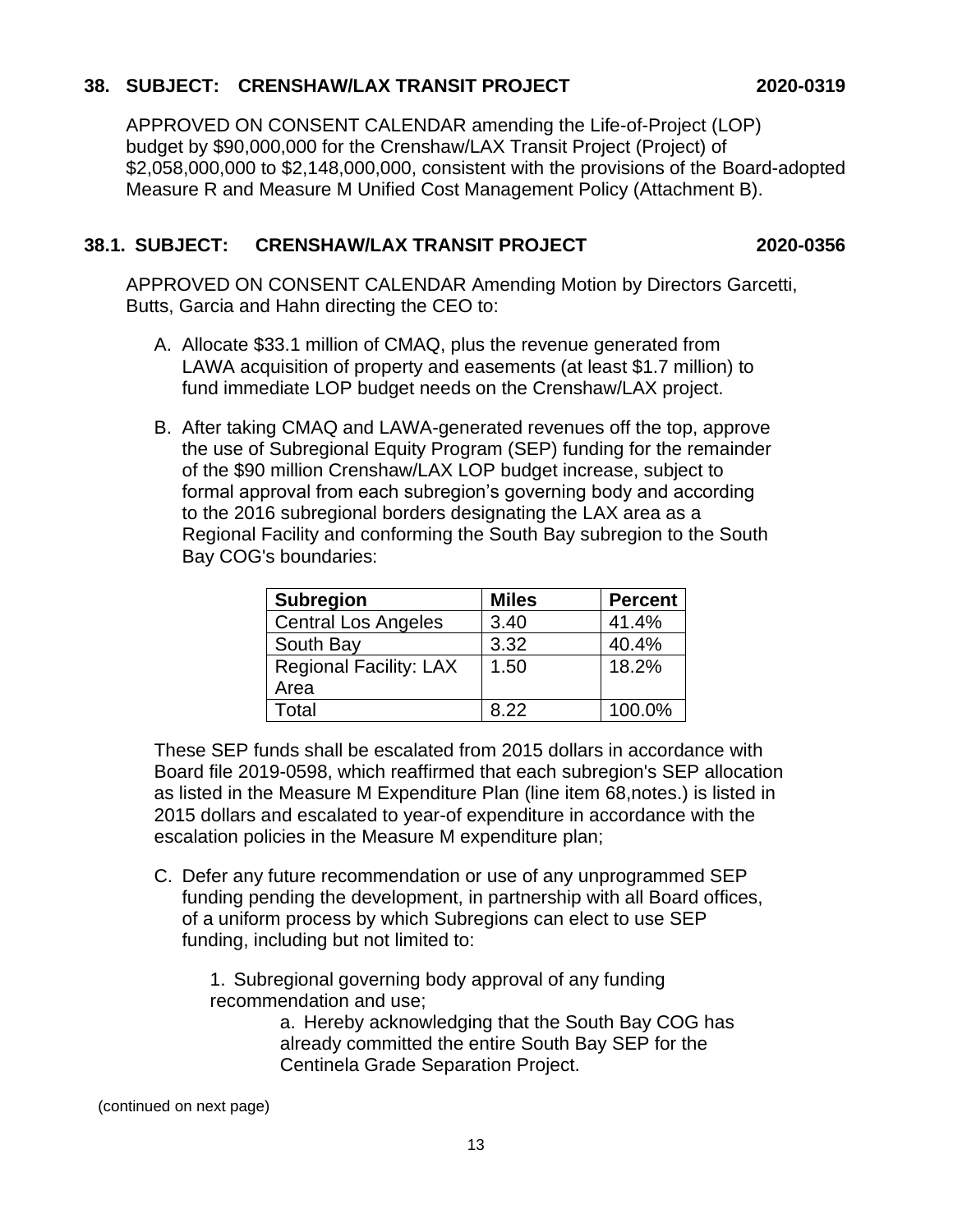### 38. SUBJECT: CRENSHAW/LAX TRANSIT PROJECT 2020-0319

APPROVED ON CONSENT CALENDAR amending the Life-of-Project (LOP) budget by $90,000,000 for the Crenshaw/LAX Transit Project (Project) of $2,058,000,000 to $2,148,000,000, consistent with the provisions of the Board-adopted Measure R and Measure M Unified Cost Management Policy (Attachment B).

### 38.1. SUBJECT: CRENSHAW/LAX TRANSIT PROJECT 2020-0356

APPROVED ON CONSENT CALENDAR Amending Motion by Directors Garcetti, Butts, Garcia and Hahn directing the CEO to:

A. Allocate $33.1 million of CMAQ, plus the revenue generated from LAWA acquisition of property and easements (at least $1.7 million) to fund immediate LOP budget needs on the Crenshaw/LAX project.

B. After taking CMAQ and LAWA-generated revenues off the top, approve the use of Subregional Equity Program (SEP) funding for the remainder of the $90 million Crenshaw/LAX LOP budget increase, subject to formal approval from each subregion's governing body and according to the 2016 subregional borders designating the LAX area as a Regional Facility and conforming the South Bay subregion to the South Bay COG's boundaries:

| Subregion | Miles | Percent |
|---|---|---|
| Central Los Angeles | 3.40 | 41.4% |
| South Bay | 3.32 | 40.4% |
| Regional Facility: LAX Area | 1.50 | 18.2% |
| Total | 8.22 | 100.0% |

These SEP funds shall be escalated from 2015 dollars in accordance with Board file 2019-0598, which reaffirmed that each subregion's SEP allocation as listed in the Measure M Expenditure Plan (line item 68,notes.) is listed in 2015 dollars and escalated to year-of expenditure in accordance with the escalation policies in the Measure M expenditure plan;

C. Defer any future recommendation or use of any unprogrammed SEP funding pending the development, in partnership with all Board offices, of a uniform process by which Subregions can elect to use SEP funding, including but not limited to:

   1. Subregional governing body approval of any funding recommendation and use;
      a. Hereby acknowledging that the South Bay COG has already committed the entire South Bay SEP for the Centinela Grade Separation Project.

(continued on next page)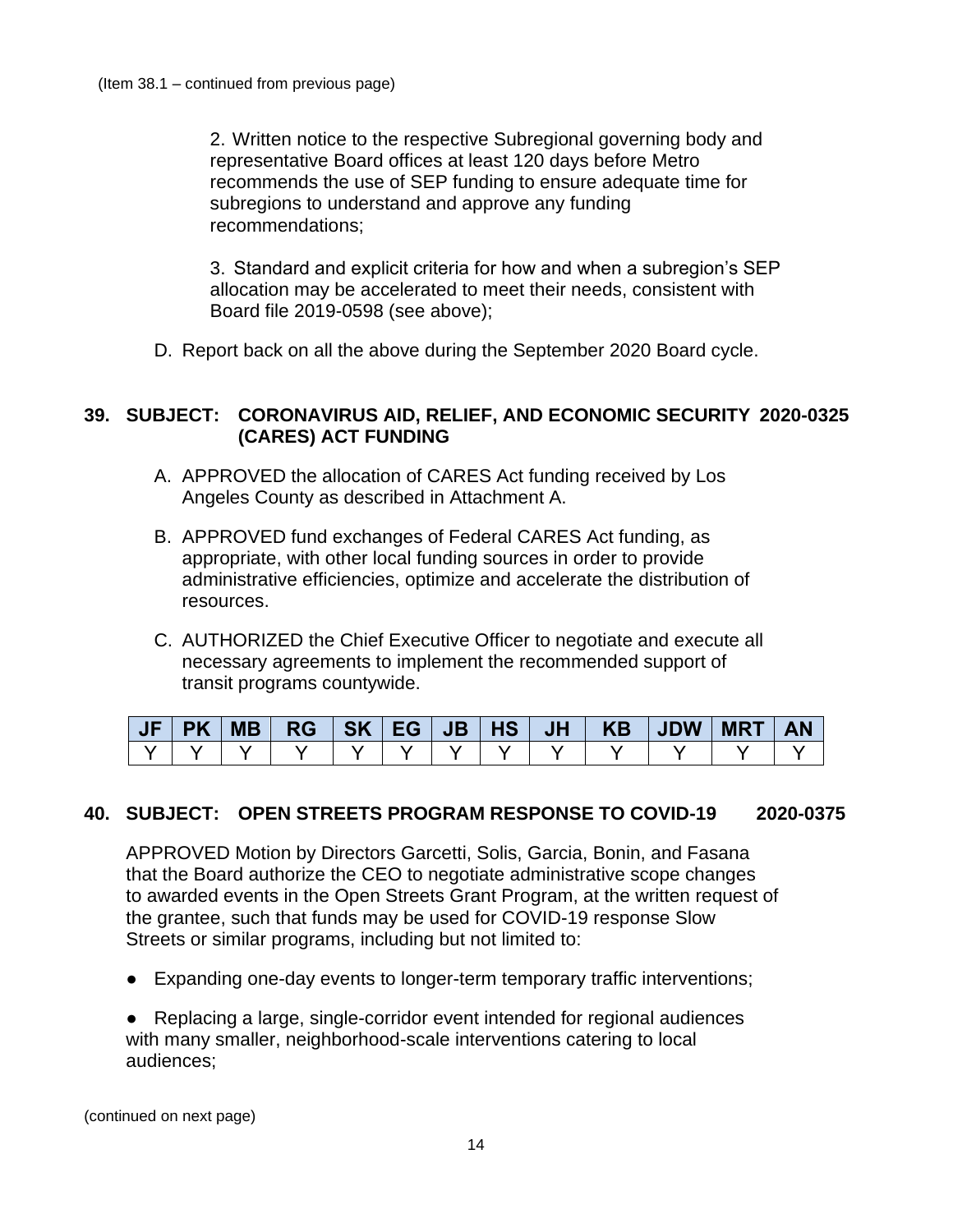(Item 38.1 – continued from previous page)

2. Written notice to the respective Subregional governing body and representative Board offices at least 120 days before Metro recommends the use of SEP funding to ensure adequate time for subregions to understand and approve any funding recommendations;

3. Standard and explicit criteria for how and when a subregion's SEP allocation may be accelerated to meet their needs, consistent with Board file 2019-0598 (see above);

D. Report back on all the above during the September 2020 Board cycle.

**39. SUBJECT: CORONAVIRUS AID, RELIEF, AND ECONOMIC SECURITY (CARES) ACT FUNDING 2020-0325**

A. APPROVED the allocation of CARES Act funding received by Los Angeles County as described in Attachment A.

B. APPROVED fund exchanges of Federal CARES Act funding, as appropriate, with other local funding sources in order to provide administrative efficiencies, optimize and accelerate the distribution of resources.

C. AUTHORIZED the Chief Executive Officer to negotiate and execute all necessary agreements to implement the recommended support of transit programs countywide.

| JF | PK | MB | RG | SK | EG | JB | HS | JH | KB | JDW | MRT | AN |
|---|---|---|---|---|---|---|---|---|---|---|---|---|
| Y | Y | Y | Y | Y | Y | Y | Y | Y | Y | Y | Y | Y |

**40. SUBJECT: OPEN STREETS PROGRAM RESPONSE TO COVID-19 2020-0375**

APPROVED Motion by Directors Garcetti, Solis, Garcia, Bonin, and Fasana that the Board authorize the CEO to negotiate administrative scope changes to awarded events in the Open Streets Grant Program, at the written request of the grantee, such that funds may be used for COVID-19 response Slow Streets or similar programs, including but not limited to:

- Expanding one-day events to longer-term temporary traffic interventions;
- Replacing a large, single-corridor event intended for regional audiences with many smaller, neighborhood-scale interventions catering to local audiences;

(continued on next page)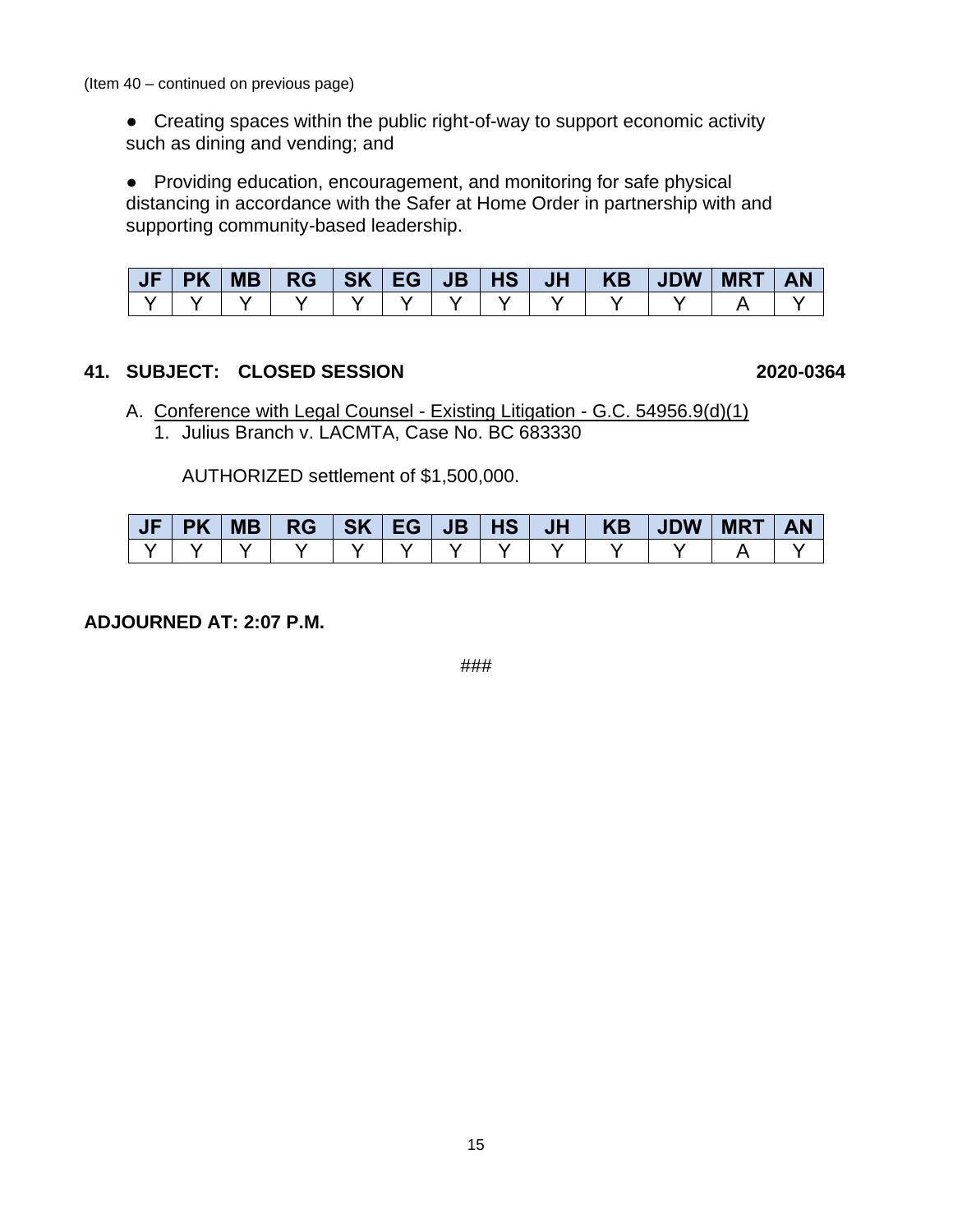(Item 40 – continued on previous page)

- Creating spaces within the public right-of-way to support economic activity such as dining and vending; and

- Providing education, encouragement, and monitoring for safe physical distancing in accordance with the Safer at Home Order in partnership with and supporting community-based leadership.

| JF | PK | MB | RG | SK | EG | JB | HS | JH | KB | JDW | MRT | AN |
|---|---|---|---|---|---|---|---|---|---|---|---|---|
| Y | Y | Y | Y | Y | Y | Y | Y | Y | Y | Y | A | Y |

**41. SUBJECT: CLOSED SESSION** **2020-0364**

A. Conference with Legal Counsel - Existing Litigation - G.C. 54956.9(d)(1)
   1. Julius Branch v. LACMTA, Case No. BC 683330

      AUTHORIZED settlement of $1,500,000.

| JF | PK | MB | RG | SK | EG | JB | HS | JH | KB | JDW | MRT | AN |
|---|---|---|---|---|---|---|---|---|---|---|---|---|
| Y | Y | Y | Y | Y | Y | Y | Y | Y | Y | Y | A | Y |

**ADJOURNED AT: 2:07 P.M.**

###